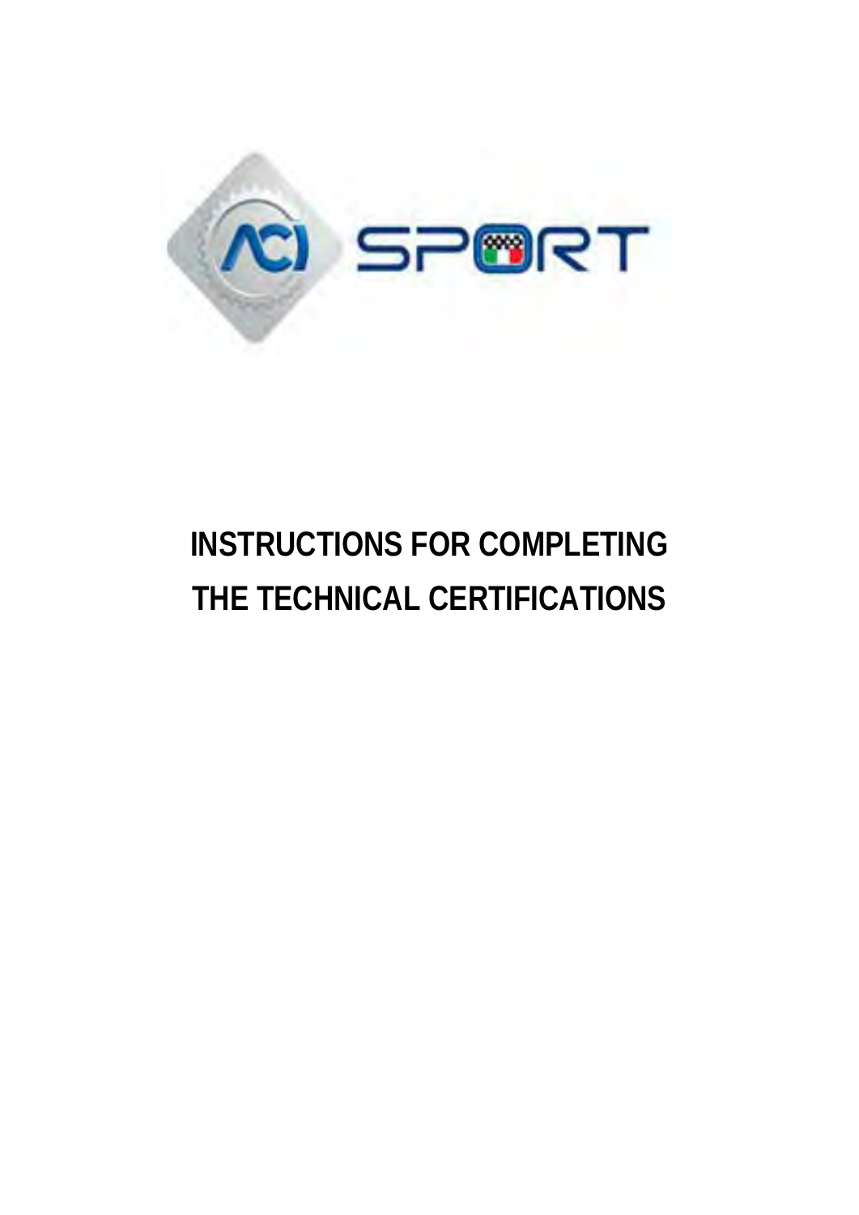# INSTRUCTIONS FOR COMPLETING THE TECHNICAL CERTIFICATIONS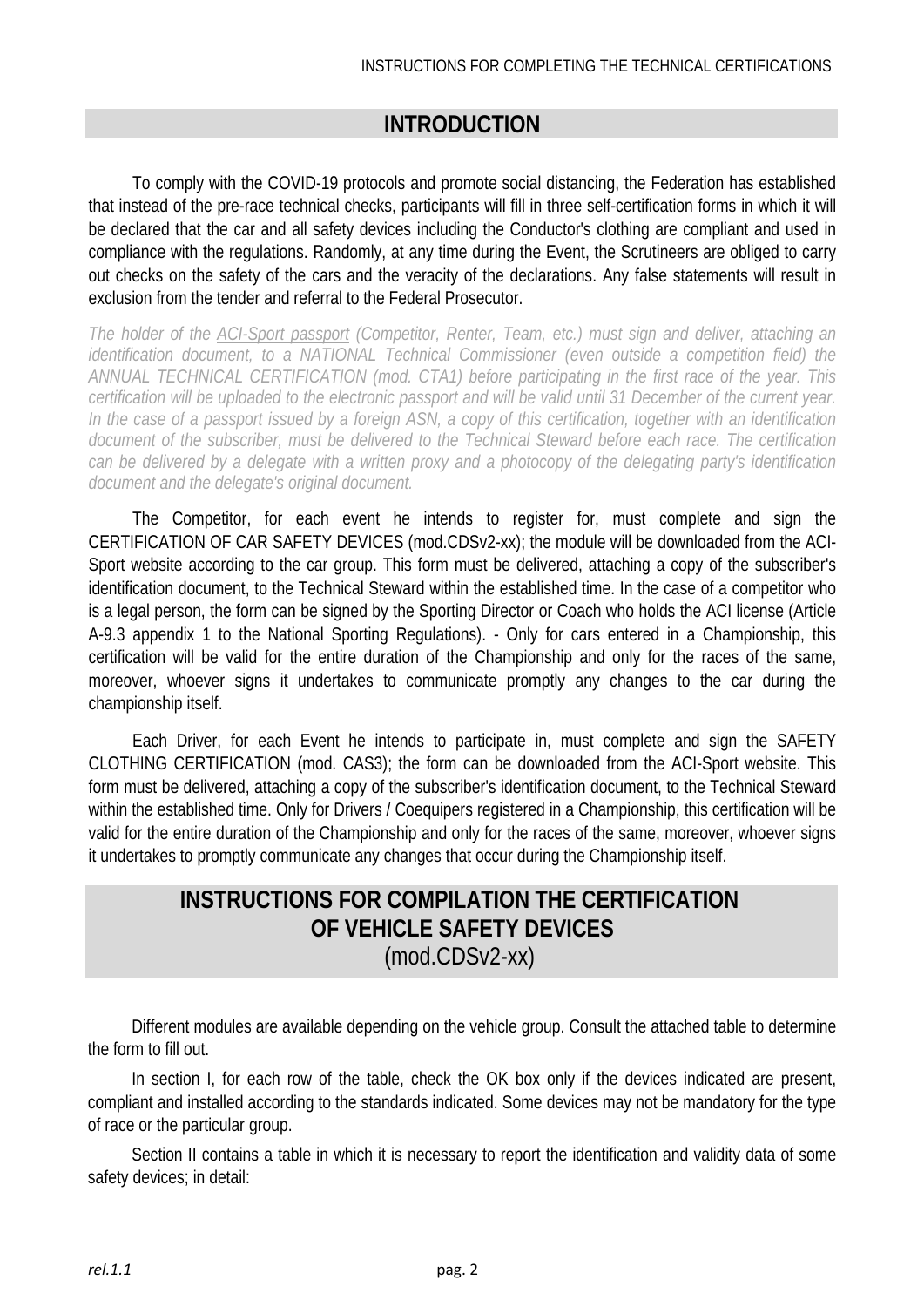## INTRODUCTION

To comply with the COVID-19 protocols and promote social distancing, the Federation has established that instead of the pre-race technical checks, participants will fill in three self-certification forms in which it will be declared that the car and all safety devices including the Conductor's clothing are compliant and used in compliance with the regulations. Randomly, at any time during the Event, the Scrutineers are obliged to carry out checks on the safety of the cars and the veracity of the declarations. Any false statements will result in exclusion from the tender and referral to the Federal Prosecutor.

*The holder of the ACI-Sport passport (Competitor, Renter, Team, etc.) must sign and deliver, attaching an identification document, to a NATIONAL Technical Commissioner (even outside a competition field) the ANNUAL TECHNICAL CERTIFICATION (mod. CTA1) before participating in the first race of the year. This certification will be uploaded to the electronic passport and will be valid until 31 December of the current year. In the case of a passport issued by a foreign ASN, a copy of this certification, together with an identification document of the subscriber, must be delivered to the Technical Steward before each race. The certification can be delivered by a delegate with a written proxy and a photocopy of the delegating party's identification document and the delegate's original document.*

The Competitor, for each event he intends to register for, must complete and sign the CERTIFICATION OF CAR SAFETY DEVICES (mod.CDSv2-xx); the module will be downloaded from the ACI-Sport website according to the car group. This form must be delivered, attaching a copy of the subscriber's identification document, to the Technical Steward within the established time. In the case of a competitor who is a legal person, the form can be signed by the Sporting Director or Coach who holds the ACI license (Article A-9.3 appendix 1 to the National Sporting Regulations). - Only for cars entered in a Championship, this certification will be valid for the entire duration of the Championship and only for the races of the same, moreover, whoever signs it undertakes to communicate promptly any changes to the car during the championship itself.

Each Driver, for each Event he intends to participate in, must complete and sign the SAFETY CLOTHING CERTIFICATION (mod. CAS3); the form can be downloaded from the ACI-Sport website. This form must be delivered, attaching a copy of the subscriber's identification document, to the Technical Steward within the established time. Only for Drivers / Coequipers registered in a Championship, this certification will be valid for the entire duration of the Championship and only for the races of the same, moreover, whoever signs it undertakes to promptly communicate any changes that occur during the Championship itself.

## INSTRUCTIONS FOR COMPILATION THE CERTIFICATION OF VEHICLE SAFETY DEVICES
(mod.CDSv2-xx)

Different modules are available depending on the vehicle group. Consult the attached table to determine the form to fill out.

In section I, for each row of the table, check the OK box only if the devices indicated are present, compliant and installed according to the standards indicated. Some devices may not be mandatory for the type of race or the particular group.

Section II contains a table in which it is necessary to report the identification and validity data of some safety devices; in detail: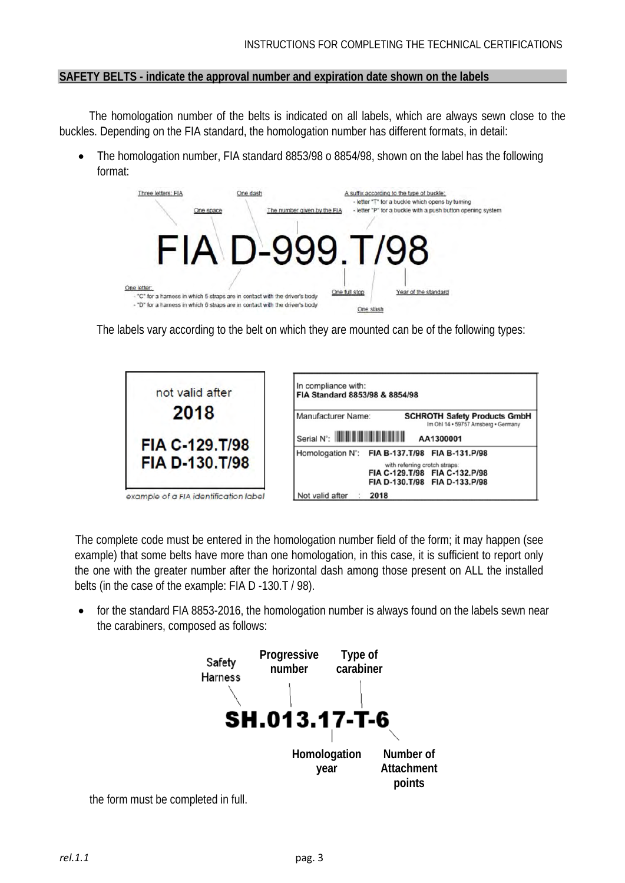**SAFETY BELTS - indicate the approval number and expiration date shown on the labels**

The homologation number of the belts is indicated on all labels, which are always sewn close to the buckles. Depending on the FIA standard, the homologation number has different formats, in detail:

- The homologation number, FIA standard 8853/98 o 8854/98, shown on the label has the following format:

Three letters: FIA — One space — One dash — The number given by the FIA — A suffix according to the type of buckle:
- letter "T" for a buckle which opens by turning
- letter "P" for a buckle with a push button opening system

**FIA D-999.T/98**

One letter:
- "C" for a harness in which 5 straps are in contact with the driver's body
- "D" for a harness in which 6 straps are in contact with the driver's body

One full stop — One slash — Year of the standard

The labels vary according to the belt on which they are mounted can be of the following types:

not valid after
**2018**
**FIA C-129.T/98**
**FIA D-130.T/98**

*example of a FIA identification label*

| In compliance with: **FIA Standard 8853/98 & 8854/98** | |
|---|---|
| Manufacturer Name: | **SCHROTH Safety Products GmbH** Im Ohl 14 • 59757 Arnsberg • Germany |
| Serial N°: | **AA1300001** |
| Homologation N°: | **FIA B-137.T/98 FIA B-131.P/98** with referring crotch straps: **FIA C-129.T/98 FIA C-132.P/98** **FIA D-130.T/98 FIA D-133.P/98** |
| Not valid after : | **2018** |

The complete code must be entered in the homologation number field of the form; it may happen (see example) that some belts have more than one homologation, in this case, it is sufficient to report only the one with the greater number after the horizontal dash among those present on ALL the installed belts (in the case of the example: FIA D -130.T / 98).

- for the standard FIA 8853-2016, the homologation number is always found on the labels sewn near the carabiners, composed as follows:

Safety Harness — Progressive number — Type of carabiner

**SH.013.17-T-6**

Homologation year — Number of Attachment points

the form must be completed in full.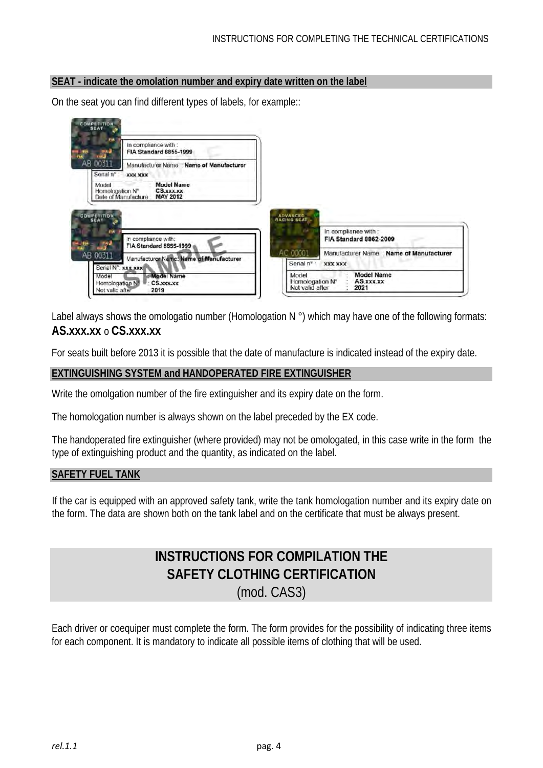**SEAT - indicate the omolation number and expiry date written on the label**

On the seat you can find different types of labels, for example::

Label always shows the omologatio number (Homologation N °) which may have one of the following formats: **AS.xxx.xx** o **CS.xxx.xx**

For seats built before 2013 it is possible that the date of manufacture is indicated instead of the expiry date.

**EXTINGUISHING SYSTEM and HANDOPERATED FIRE EXTINGUISHER**

Write the omolgation number of the fire extinguisher and its expiry date on the form.

The homologation number is always shown on the label preceded by the EX code.

The handoperated fire extinguisher (where provided) may not be omologated, in this case write in the form the type of extinguishing product and the quantity, as indicated on the label.

**SAFETY FUEL TANK**

If the car is equipped with an approved safety tank, write the tank homologation number and its expiry date on the form. The data are shown both on the tank label and on the certificate that must be always present.

# INSTRUCTIONS FOR COMPILATION THE SAFETY CLOTHING CERTIFICATION (mod. CAS3)

Each driver or coequiper must complete the form. The form provides for the possibility of indicating three items for each component. It is mandatory to indicate all possible items of clothing that will be used.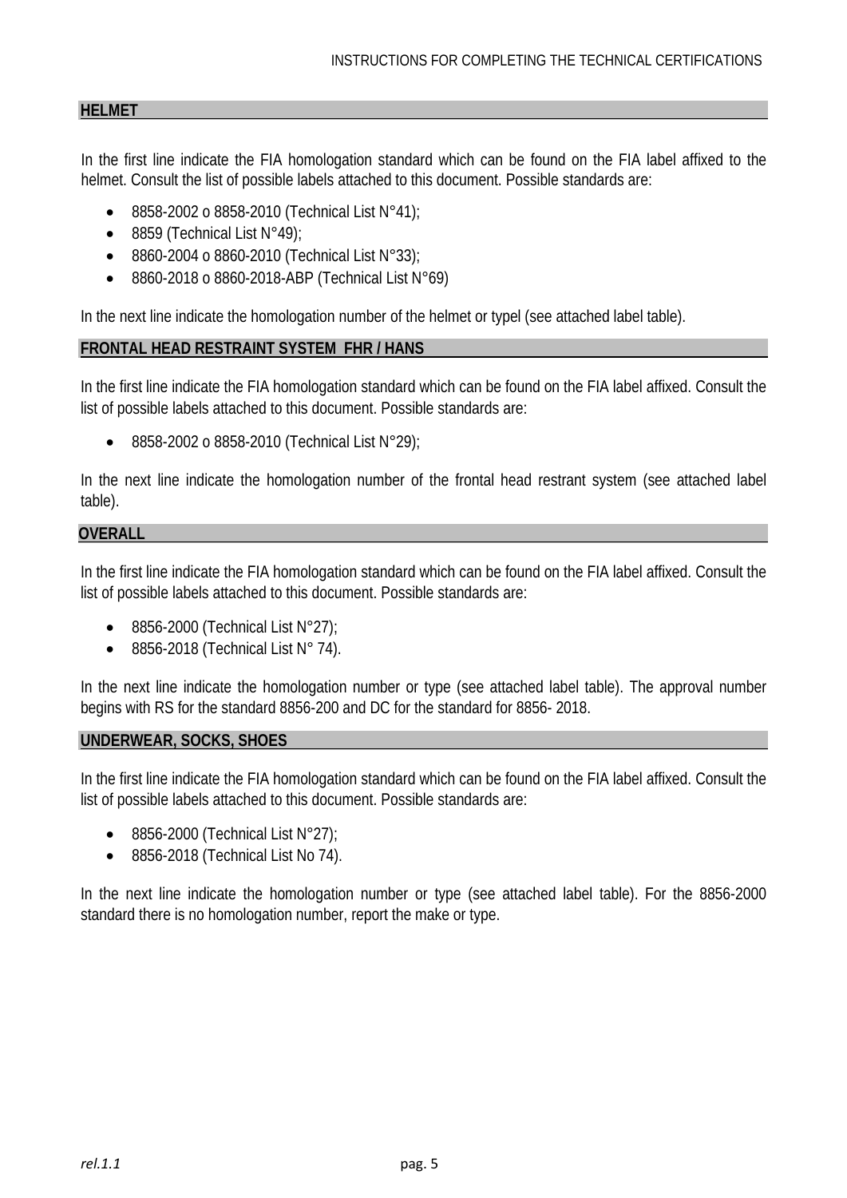## HELMET

In the first line indicate the FIA homologation standard which can be found on the FIA label affixed to the helmet. Consult the list of possible labels attached to this document. Possible standards are:

- 8858-2002 o 8858-2010 (Technical List N°41);
- 8859 (Technical List N°49);
- 8860-2004 o 8860-2010 (Technical List N°33);
- 8860-2018 o 8860-2018-ABP (Technical List N°69)

In the next line indicate the homologation number of the helmet or typel (see attached label table).

## FRONTAL HEAD RESTRAINT SYSTEM FHR / HANS

In the first line indicate the FIA homologation standard which can be found on the FIA label affixed. Consult the list of possible labels attached to this document. Possible standards are:

- 8858-2002 o 8858-2010 (Technical List N°29);

In the next line indicate the homologation number of the frontal head restrant system (see attached label table).

## OVERALL

In the first line indicate the FIA homologation standard which can be found on the FIA label affixed. Consult the list of possible labels attached to this document. Possible standards are:

- 8856-2000 (Technical List N°27);
- 8856-2018 (Technical List N° 74).

In the next line indicate the homologation number or type (see attached label table). The approval number begins with RS for the standard 8856-200 and DC for the standard for 8856- 2018.

## UNDERWEAR, SOCKS, SHOES

In the first line indicate the FIA homologation standard which can be found on the FIA label affixed. Consult the list of possible labels attached to this document. Possible standards are:

- 8856-2000 (Technical List N°27);
- 8856-2018 (Technical List No 74).

In the next line indicate the homologation number or type (see attached label table). For the 8856-2000 standard there is no homologation number, report the make or type.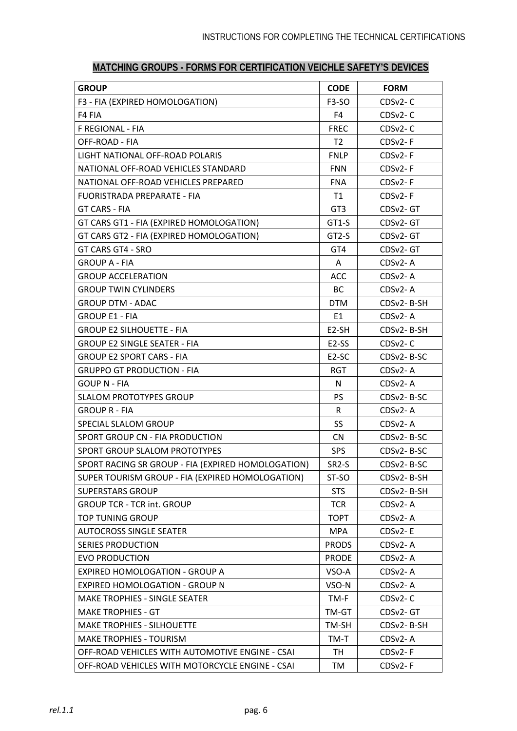## MATCHING GROUPS - FORMS FOR CERTIFICATION VEICHLE SAFETY'S DEVICES

| GROUP | CODE | FORM |
|---|---|---|
| F3 - FIA (EXPIRED HOMOLOGATION) | F3-SO | CDSv2- C |
| F4 FIA | F4 | CDSv2- C |
| F REGIONAL - FIA | FREC | CDSv2- C |
| OFF-ROAD - FIA | T2 | CDSv2- F |
| LIGHT NATIONAL OFF-ROAD POLARIS | FNLP | CDSv2- F |
| NATIONAL OFF-ROAD VEHICLES STANDARD | FNN | CDSv2- F |
| NATIONAL OFF-ROAD VEHICLES PREPARED | FNA | CDSv2- F |
| FUORISTRADA PREPARATE - FIA | T1 | CDSv2- F |
| GT CARS - FIA | GT3 | CDSv2- GT |
| GT CARS GT1 - FIA (EXPIRED HOMOLOGATION) | GT1-S | CDSv2- GT |
| GT CARS GT2 - FIA (EXPIRED HOMOLOGATION) | GT2-S | CDSv2- GT |
| GT CARS GT4 - SRO | GT4 | CDSv2- GT |
| GROUP A - FIA | A | CDSv2- A |
| GROUP ACCELERATION | ACC | CDSv2- A |
| GROUP TWIN CYLINDERS | BC | CDSv2- A |
| GROUP DTM - ADAC | DTM | CDSv2- B-SH |
| GROUP E1 - FIA | E1 | CDSv2- A |
| GROUP E2 SILHOUETTE - FIA | E2-SH | CDSv2- B-SH |
| GROUP E2 SINGLE SEATER - FIA | E2-SS | CDSv2- C |
| GROUP E2 SPORT CARS - FIA | E2-SC | CDSv2- B-SC |
| GRUPPO GT PRODUCTION - FIA | RGT | CDSv2- A |
| GOUP N - FIA | N | CDSv2- A |
| SLALOM PROTOTYPES GROUP | PS | CDSv2- B-SC |
| GROUP R - FIA | R | CDSv2- A |
| SPECIAL SLALOM GROUP | SS | CDSv2- A |
| SPORT GROUP CN - FIA PRODUCTION | CN | CDSv2- B-SC |
| SPORT GROUP SLALOM PROTOTYPES | SPS | CDSv2- B-SC |
| SPORT RACING SR GROUP - FIA (EXPIRED HOMOLOGATION) | SR2-S | CDSv2- B-SC |
| SUPER TOURISM GROUP - FIA (EXPIRED HOMOLOGATION) | ST-SO | CDSv2- B-SH |
| SUPERSTARS GROUP | STS | CDSv2- B-SH |
| GROUP TCR - TCR int. GROUP | TCR | CDSv2- A |
| TOP TUNING GROUP | TOPT | CDSv2- A |
| AUTOCROSS SINGLE SEATER | MPA | CDSv2- E |
| SERIES PRODUCTION | PRODS | CDSv2- A |
| EVO PRODUCTION | PRODE | CDSv2- A |
| EXPIRED HOMOLOGATION - GROUP A | VSO-A | CDSv2- A |
| EXPIRED HOMOLOGATION - GROUP N | VSO-N | CDSv2- A |
| MAKE TROPHIES - SINGLE SEATER | TM-F | CDSv2- C |
| MAKE TROPHIES - GT | TM-GT | CDSv2- GT |
| MAKE TROPHIES - SILHOUETTE | TM-SH | CDSv2- B-SH |
| MAKE TROPHIES - TOURISM | TM-T | CDSv2- A |
| OFF-ROAD VEHICLES WITH AUTOMOTIVE ENGINE - CSAI | TH | CDSv2- F |
| OFF-ROAD VEHICLES WITH MOTORCYCLE ENGINE - CSAI | TM | CDSv2- F |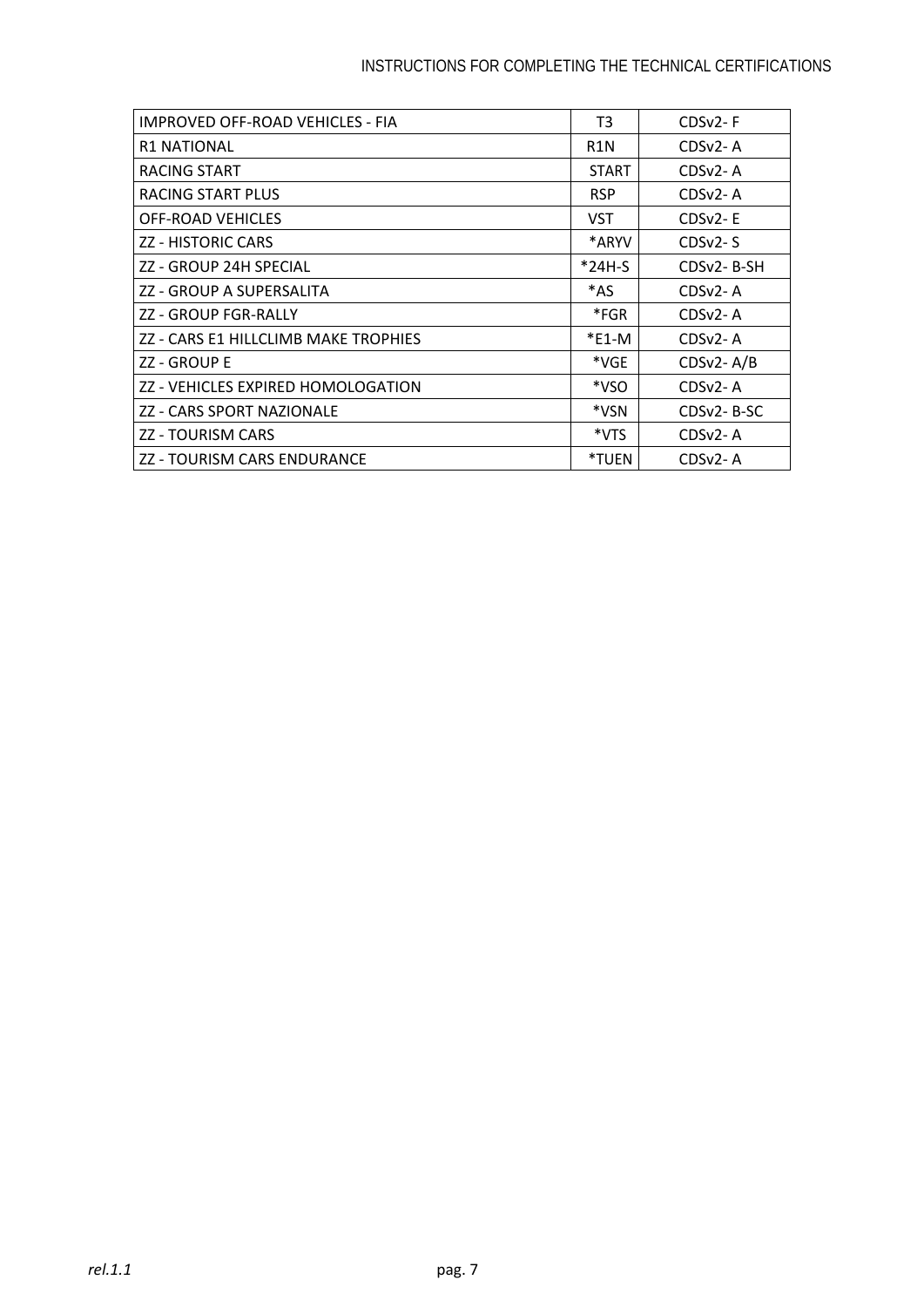| IMPROVED OFF-ROAD VEHICLES - FIA | T3 | CDSv2- F |
|---|---|---|
| R1 NATIONAL | R1N | CDSv2- A |
| RACING START | START | CDSv2- A |
| RACING START PLUS | RSP | CDSv2- A |
| OFF-ROAD VEHICLES | VST | CDSv2- E |
| ZZ - HISTORIC CARS | *ARYV | CDSv2- S |
| ZZ - GROUP 24H SPECIAL | *24H-S | CDSv2- B-SH |
| ZZ - GROUP A SUPERSALITA | *AS | CDSv2- A |
| ZZ - GROUP FGR-RALLY | *FGR | CDSv2- A |
| ZZ - CARS E1 HILLCLIMB MAKE TROPHIES | *E1-M | CDSv2- A |
| ZZ - GROUP E | *VGE | CDSv2- A/B |
| ZZ - VEHICLES EXPIRED HOMOLOGATION | *VSO | CDSv2- A |
| ZZ - CARS SPORT NAZIONALE | *VSN | CDSv2- B-SC |
| ZZ - TOURISM CARS | *VTS | CDSv2- A |
| ZZ - TOURISM CARS ENDURANCE | *TUEN | CDSv2- A |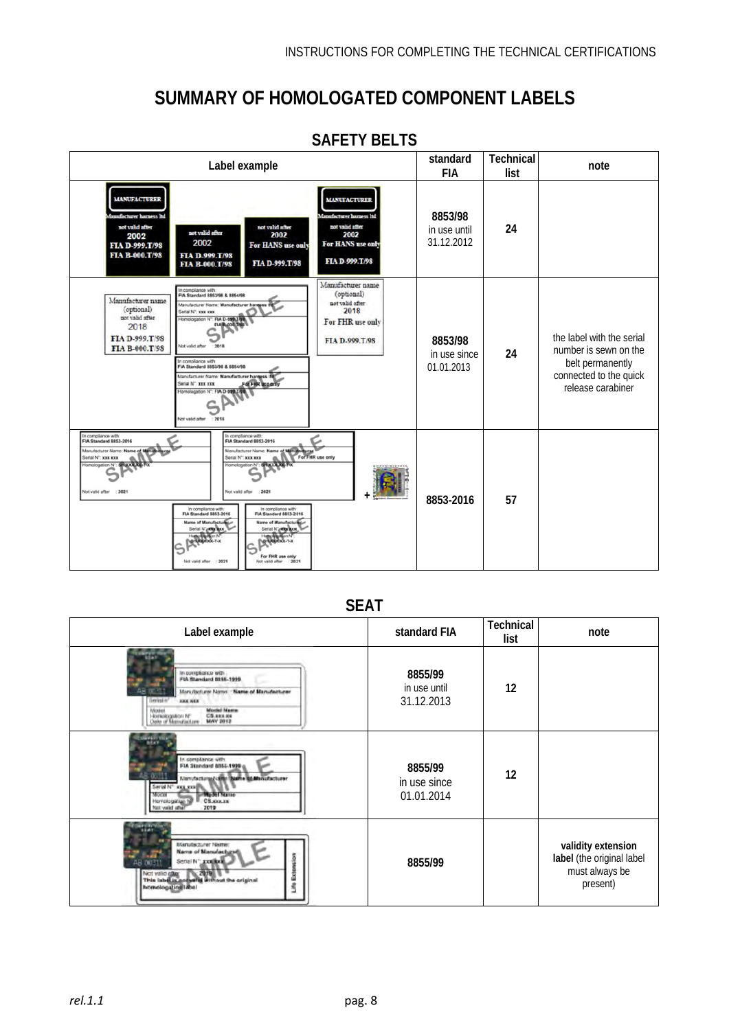# SUMMARY OF HOMOLOGATED COMPONENT LABELS

## SAFETY BELTS

| Label example | standard FIA | Technical list | note |
|---|---|---|---|
| | **8853/98** in use until 31.12.2012 | **24** | |
| | **8853/98** in use since 01.01.2013 | **24** | the label with the serial number is sewn on the belt permanently connected to the quick release carabiner |
| | **8853-2016** | **57** | |

## SEAT

| Label example | standard FIA | Technical list | note |
|---|---|---|---|
| | **8855/99** in use until 31.12.2013 | **12** | |
| | **8855/99** in use since 01.01.2014 | **12** | |
| | **8855/99** | | **validity extension label** (the original label must always be present) |

*rel.1.1*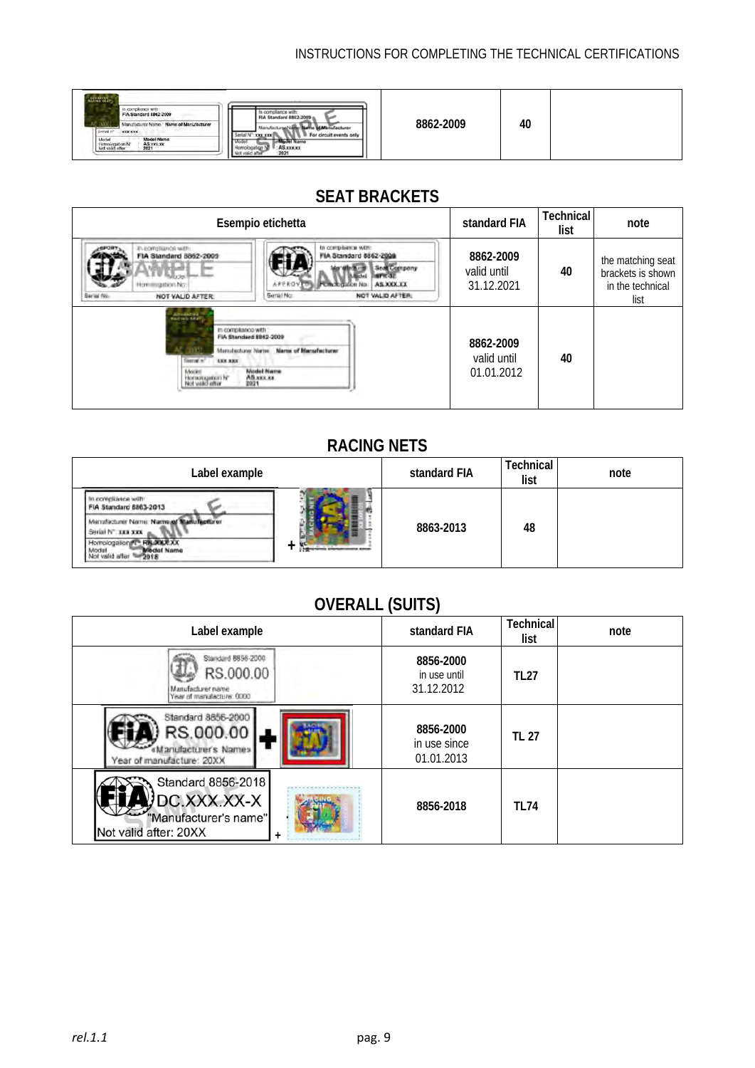| | 8862-2009 | 40 | |
|---|---|---|---|

## SEAT BRACKETS

| Esempio etichetta | standard FIA | Technical list | note |
|---|---|---|---|
| | 8862-2009 valid until 31.12.2021 | 40 | the matching seat brackets is shown in the technical list |
| | 8862-2009 valid until 01.01.2012 | 40 | |

## RACING NETS

| Label example | standard FIA | Technical list | note |
|---|---|---|---|
| | 8863-2013 | 48 | |

## OVERALL (SUITS)

| Label example | standard FIA | Technical list | note |
|---|---|---|---|
| | 8856-2000 in use until 31.12.2012 | TL27 | |
| | 8856-2000 in use since 01.01.2013 | TL 27 | |
| | 8856-2018 | TL74 | |

*rel.1.1*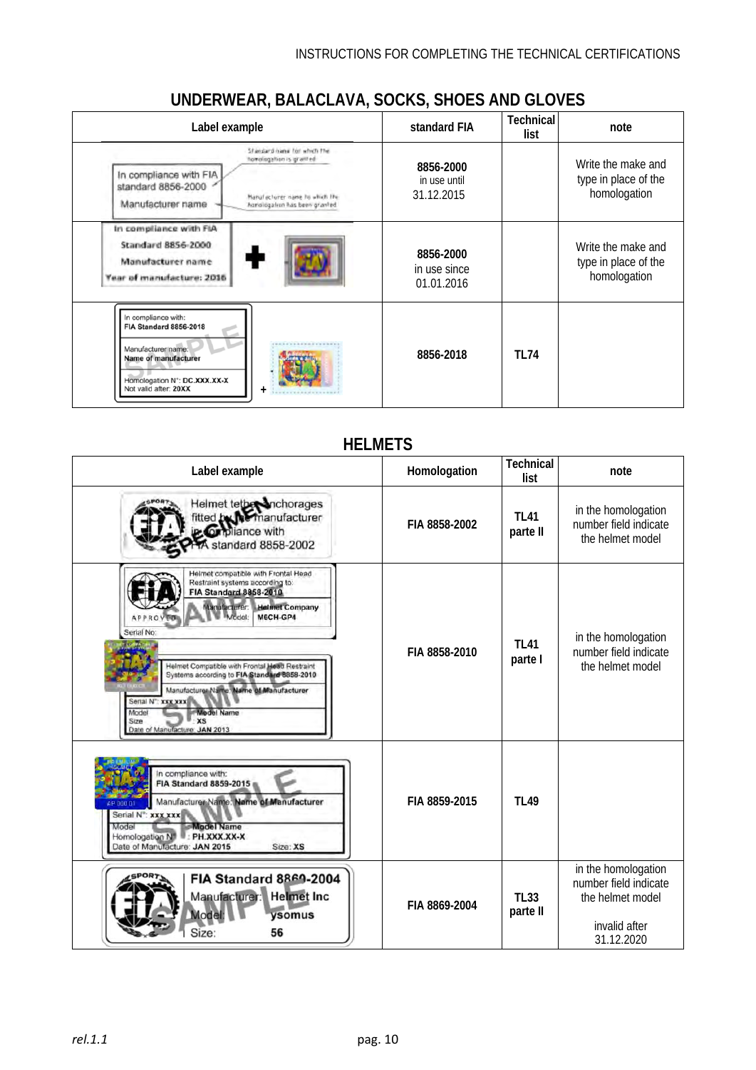## UNDERWEAR, BALACLAVA, SOCKS, SHOES AND GLOVES

| Label example | standard FIA | Technical list | note |
|---|---|---|---|
| In compliance with FIA standard 8856-2000 / Manufacturer name (Standard name for which the homologation is granted; Manufacturer name to which the homologation has been granted) | **8856-2000** in use until 31.12.2015 | | Write the make and type in place of the homologation |
| In compliance with FIA Standard 8856-2000 / Manufacturer name / Year of manufacture: 2016 + FIA hologram | **8856-2000** in use since 01.01.2016 | | Write the make and type in place of the homologation |
| In compliance with: FIA Standard 8856-2018 / Manufacturer name: Name of manufacturer / Homologation N°: DC.XXX.XX-X / Not valid after: 20XX + FIA hologram | **8856-2018** | **TL74** | |

## HELMETS

| Label example | Homologation | Technical list | note |
|---|---|---|---|
| Helmet tether anchorages fitted by the manufacturer in compliance with FIA standard 8858-2002 | **FIA 8858-2002** | **TL41 parte II** | in the homologation number field indicate the helmet model |
| Helmet compatible with Frontal Head Restraint systems according to: FIA Standard 8858-2010 / Manufacturer: Helmet Company / Model: M6CH-GP4 / Serial No: — Helmet Compatible with Frontal Head Restraint Systems according to FIA Standard 8858-2010 / Manufacturer Name: Name of Manufacturer / Serial N°: xxx xxx / Model: Model Name / Size: XS / Date of Manufacture: JAN 2013 | **FIA 8858-2010** | **TL41 parte I** | in the homologation number field indicate the helmet model |
| In compliance with: FIA Standard 8859-2015 / Manufacturer Name: Name of Manufacturer / Serial N°: xxx xxx / Model: Model Name / Homologation N°: PH.XXX.XX-X / Date of Manufacture: JAN 2015 / Size: XS | **FIA 8859-2015** | **TL49** | |
| FIA Standard 8860-2004 / Manufacturer: Helmet Inc / Model: ysomus / Size: 56 | **FIA 8869-2004** | **TL33 parte II** | in the homologation number field indicate the helmet model<br><br>invalid after 31.12.2020 |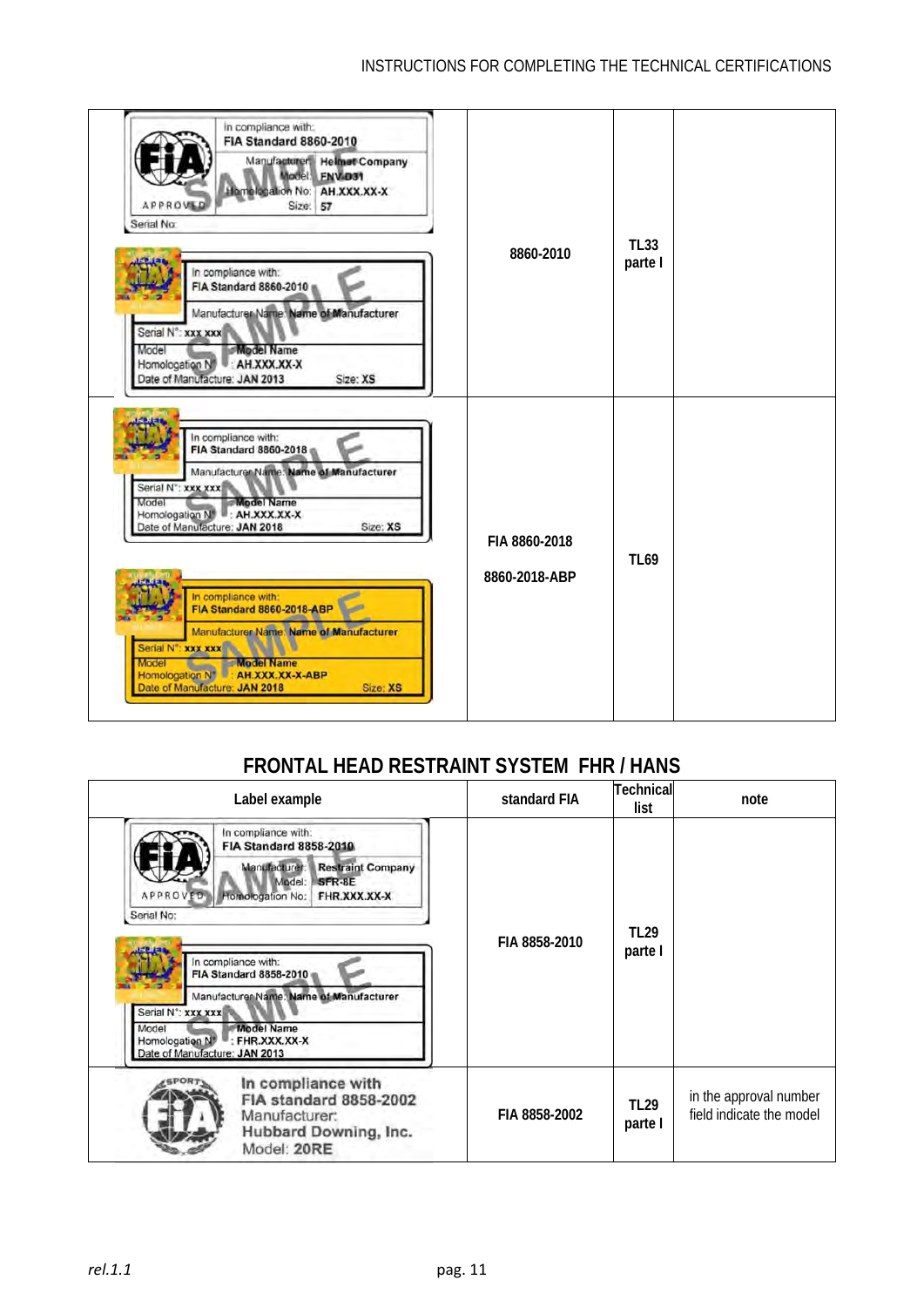| | | | |
|---|---|---|---|
| In compliance with: FIA Standard 8860-2010 Manufacturer: Helmet Company Model: FNV-D31 Homologation No: AH.XXX.XX-X Size: 57 APPROVED Serial No: SAMPLE<br><br>In compliance with: FIA Standard 8860-2010 Manufacturer Name: Name of Manufacturer Serial N°: xxx xxx Model: Model Name Homologation N°: AH.XXX.XX-X Date of Manufacture: JAN 2013 Size: XS SAMPLE | 8860-2010 | TL33 parte I | |
| In compliance with: FIA Standard 8860-2018 Manufacturer Name: Name of Manufacturer Serial N°: xxx xxx Model: Model Name Homologation N°: AH.XXX.XX-X Date of Manufacture: JAN 2018 Size: XS SAMPLE<br><br>In compliance with: FIA Standard 8860-2018-ABP Manufacturer Name: Name of Manufacturer Serial N°: xxx xxx Model: Model Name Homologation N°: AH.XXX.XX-X-ABP Date of Manufacture: JAN 2018 Size: XS SAMPLE | FIA 8860-2018<br><br>8860-2018-ABP | TL69 | |

## FRONTAL HEAD RESTRAINT SYSTEM FHR / HANS

| Label example | standard FIA | Technical list | note |
|---|---|---|---|
| In compliance with: FIA Standard 8858-2010 Manufacturer: Restraint Company Model: SFR-8E Homologation No: FHR.XXX.XX-X APPROVED Serial No: SAMPLE<br><br>In compliance with: FIA Standard 8858-2010 Manufacturer Name: Name of Manufacturer Serial N°: xxx xxx Model: Model Name Homologation N°: FHR.XXX.XX-X Date of Manufacture: JAN 2013 SAMPLE | FIA 8858-2010 | TL29 parte I | |
| In compliance with FIA standard 8858-2002 Manufacturer: Hubbard Downing, Inc. Model: 20RE | FIA 8858-2002 | TL29 parte I | in the approval number field indicate the model |

*rel.1.1*